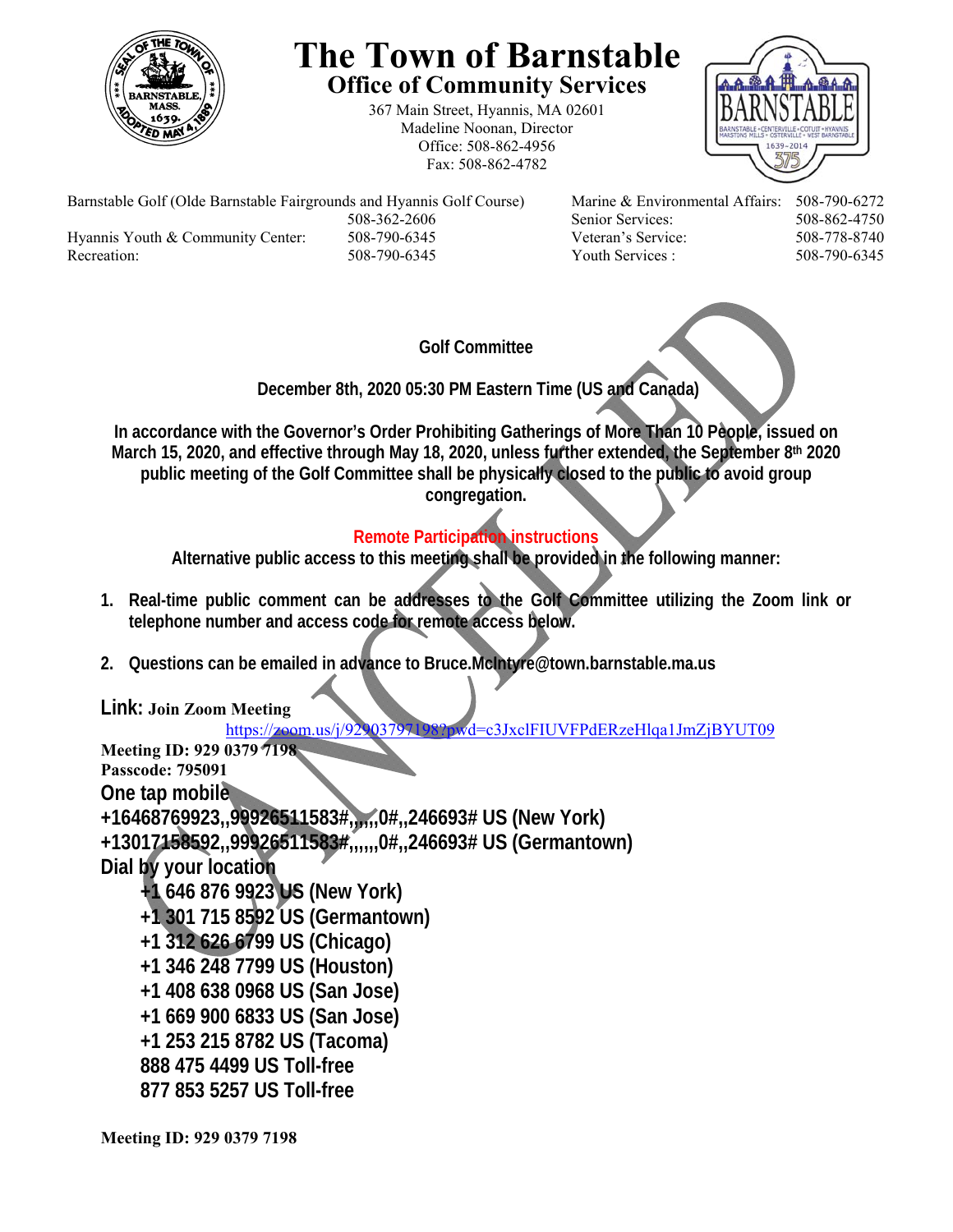# The Town of Barnstable

## Office of Community Services

367 Main Street, Hyannis, MA 02601
Madeline Noonan, Director
Office: 508-862-4956
Fax: 508-862-4782

| | | | |
|---|---|---|---|
| Barnstable Golf (Olde Barnstable Fairgrounds and Hyannis Golf Course) | 508-362-2606 | Marine & Environmental Affairs: | 508-790-6272 |
| | | Senior Services: | 508-862-4750 |
| Hyannis Youth & Community Center: | 508-790-6345 | Veteran's Service: | 508-778-8740 |
| Recreation: | 508-790-6345 | Youth Services : | 508-790-6345 |

CANCELLED

**Golf Committee**

**December 8th, 2020 05:30 PM Eastern Time (US and Canada)**

**In accordance with the Governor's Order Prohibiting Gatherings of More Than 10 People, issued on March 15, 2020, and effective through May 18, 2020, unless further extended, the September 8th 2020 public meeting of the Golf Committee shall be physically closed to the public to avoid group congregation.**

**Remote Participation instructions**

**Alternative public access to this meeting shall be provided in the following manner:**

1. **Real-time public comment can be addresses to the Golf Committee utilizing the Zoom link or telephone number and access code for remote access below.**
2. **Questions can be emailed in advance to Bruce.McIntyre@town.barnstable.ma.us**

**Link: Join Zoom Meeting**
https://zoom.us/j/92903797198?pwd=c3JxclFIUVFPdERzeHlqa1JmZjBYUT09

**Meeting ID: 929 0379 7198**
**Passcode: 795091**

**One tap mobile**
**+16468769923,,99926511583#,,,,,,0#,,246693# US (New York)**
**+13017158592,,99926511583#,,,,,,0#,,246693# US (Germantown)**

**Dial by your location**
- **+1 646 876 9923 US (New York)**
- **+1 301 715 8592 US (Germantown)**
- **+1 312 626 6799 US (Chicago)**
- **+1 346 248 7799 US (Houston)**
- **+1 408 638 0968 US (San Jose)**
- **+1 669 900 6833 US (San Jose)**
- **+1 253 215 8782 US (Tacoma)**
- **888 475 4499 US Toll-free**
- **877 853 5257 US Toll-free**

**Meeting ID: 929 0379 7198**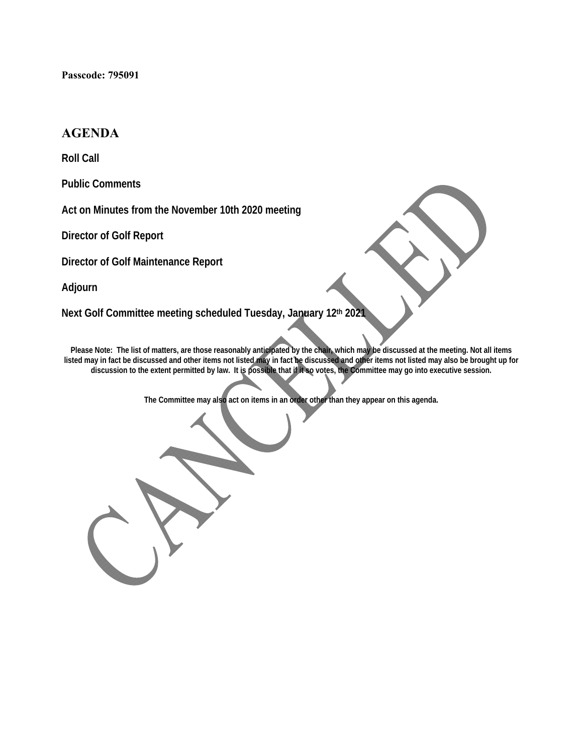**Passcode: 795091**

## AGENDA

**Roll Call**

**Public Comments**

**Act on Minutes from the November 10th 2020 meeting**

**Director of Golf Report**

**Director of Golf Maintenance Report**

**Adjourn**

**Next Golf Committee meeting scheduled Tuesday, January 12th 2021**

**Please Note: The list of matters, are those reasonably anticipated by the chair, which may be discussed at the meeting. Not all items listed may in fact be discussed and other items not listed may in fact be discussed and other items not listed may also be brought up for discussion to the extent permitted by law. It is possible that if it so votes, the Committee may go into executive session.**

**The Committee may also act on items in an order other than they appear on this agenda.**

CANCELLED